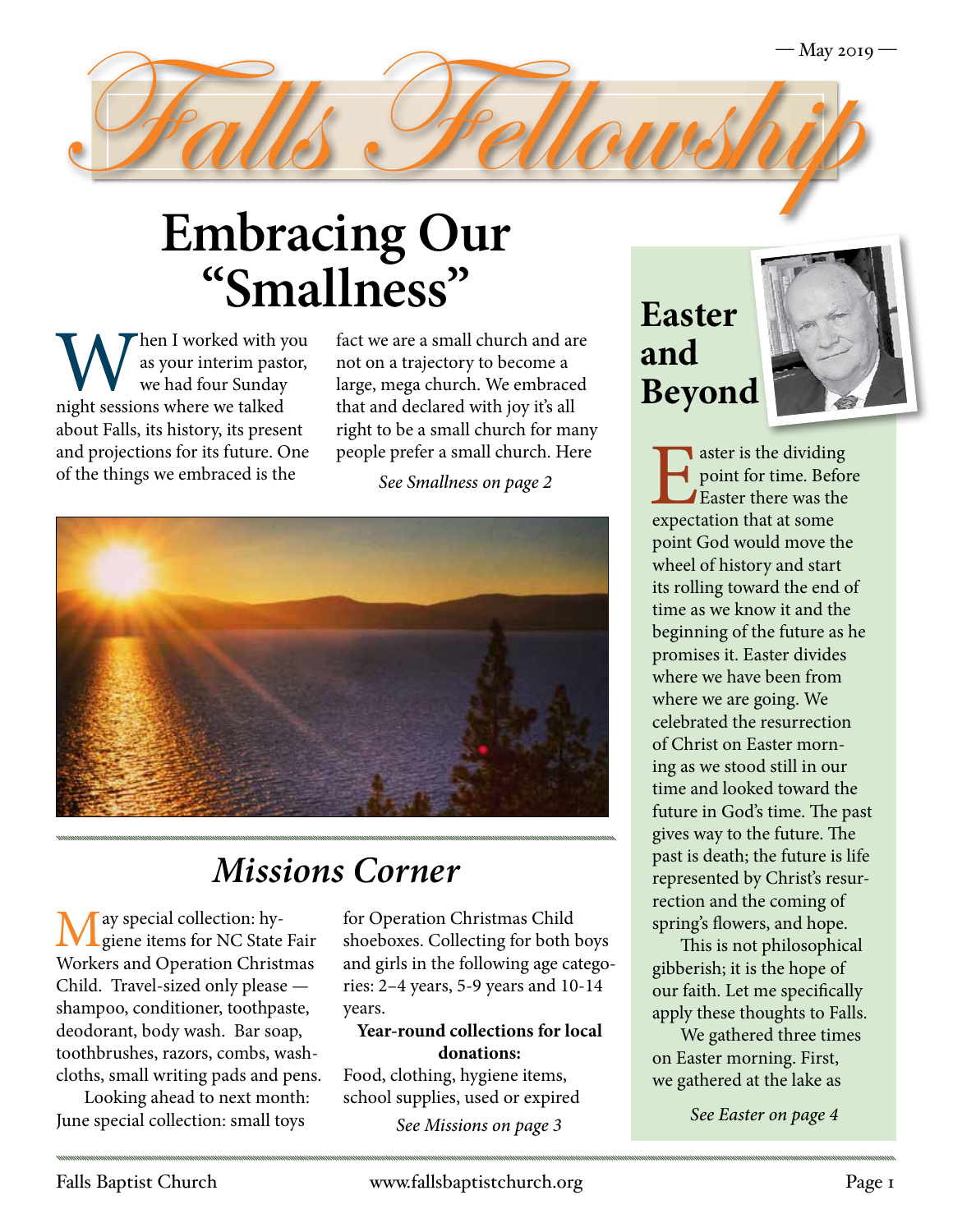— May 2019 —

# Falls Fellowship

## Embracing Our "Smallness"

When I worked with you as your interim pastor, we had four Sunday night sessions where we talked about Falls, its history, its present and projections for its future. One of the things we embraced is the fact we are a small church and are not on a trajectory to become a large, mega church. We embraced that and declared with joy it's all right to be a small church for many people prefer a small church. Here

*See Smallness on page 2*

## *Missions Corner*

May special collection: hygiene items for NC State Fair Workers and Operation Christmas Child. Travel-sized only please — shampoo, conditioner, toothpaste, deodorant, body wash. Bar soap, toothbrushes, razors, combs, washcloths, small writing pads and pens.

Looking ahead to next month: June special collection: small toys for Operation Christmas Child shoeboxes. Collecting for both boys and girls in the following age categories: 2–4 years, 5-9 years and 10-14 years.

**Year-round collections for local donations:**

Food, clothing, hygiene items, school supplies, used or expired

*See Missions on page 3*

## Easter and Beyond

Easter is the dividing point for time. Before Easter there was the expectation that at some point God would move the wheel of history and start its rolling toward the end of time as we know it and the beginning of the future as he promises it. Easter divides where we have been from where we are going. We celebrated the resurrection of Christ on Easter morning as we stood still in our time and looked toward the future in God's time. The past gives way to the future. The past is death; the future is life represented by Christ's resurrection and the coming of spring's flowers, and hope.

This is not philosophical gibberish; it is the hope of our faith. Let me specifically apply these thoughts to Falls.

We gathered three times on Easter morning. First, we gathered at the lake as

*See Easter on page 4*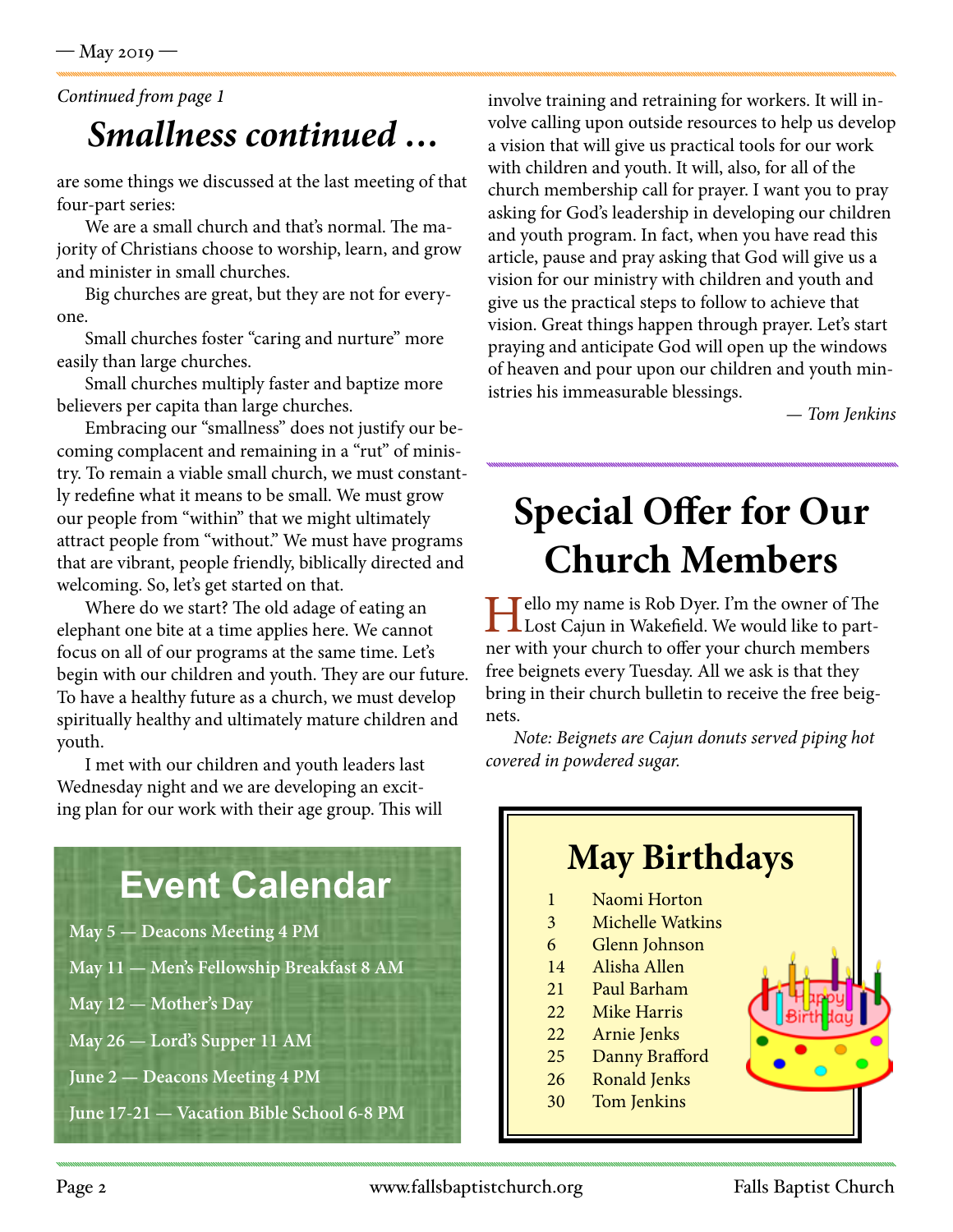*Continued from page 1*

## *Smallness continued …*

are some things we discussed at the last meeting of that four-part series:

We are a small church and that's normal. The majority of Christians choose to worship, learn, and grow and minister in small churches.

Big churches are great, but they are not for everyone.

Small churches foster "caring and nurture" more easily than large churches.

Small churches multiply faster and baptize more believers per capita than large churches.

Embracing our "smallness" does not justify our becoming complacent and remaining in a "rut" of ministry. To remain a viable small church, we must constantly redefine what it means to be small. We must grow our people from "within" that we might ultimately attract people from "without." We must have programs that are vibrant, people friendly, biblically directed and welcoming. So, let's get started on that.

Where do we start? The old adage of eating an elephant one bite at a time applies here. We cannot focus on all of our programs at the same time. Let's begin with our children and youth. They are our future. To have a healthy future as a church, we must develop spiritually healthy and ultimately mature children and youth.

I met with our children and youth leaders last Wednesday night and we are developing an exciting plan for our work with their age group. This will involve training and retraining for workers. It will involve calling upon outside resources to help us develop a vision that will give us practical tools for our work with children and youth. It will, also, for all of the church membership call for prayer. I want you to pray asking for God's leadership in developing our children and youth program. In fact, when you have read this article, pause and pray asking that God will give us a vision for our ministry with children and youth and give us the practical steps to follow to achieve that vision. Great things happen through prayer. Let's start praying and anticipate God will open up the windows of heaven and pour upon our children and youth ministries his immeasurable blessings.

— *Tom Jenkins*

## Event Calendar

**May 5 — Deacons Meeting 4 PM**

**May 11 — Men's Fellowship Breakfast 8 AM**

**May 12 — Mother's Day**

**May 26 — Lord's Supper 11 AM**

**June 2 — Deacons Meeting 4 PM**

**June 17-21 — Vacation Bible School 6-8 PM**

# Special Offer for Our Church Members

Hello my name is Rob Dyer. I'm the owner of The Lost Cajun in Wakefield. We would like to partner with your church to offer your church members free beignets every Tuesday. All we ask is that they bring in their church bulletin to receive the free beignets.

*Note: Beignets are Cajun donuts served piping hot covered in powdered sugar.*

## May Birthdays

| | |
|---|---|
| 1 | Naomi Horton |
| 3 | Michelle Watkins |
| 6 | Glenn Johnson |
| 14 | Alisha Allen |
| 21 | Paul Barham |
| 22 | Mike Harris |
| 22 | Arnie Jenks |
| 25 | Danny Brafford |
| 26 | Ronald Jenks |
| 30 | Tom Jenkins |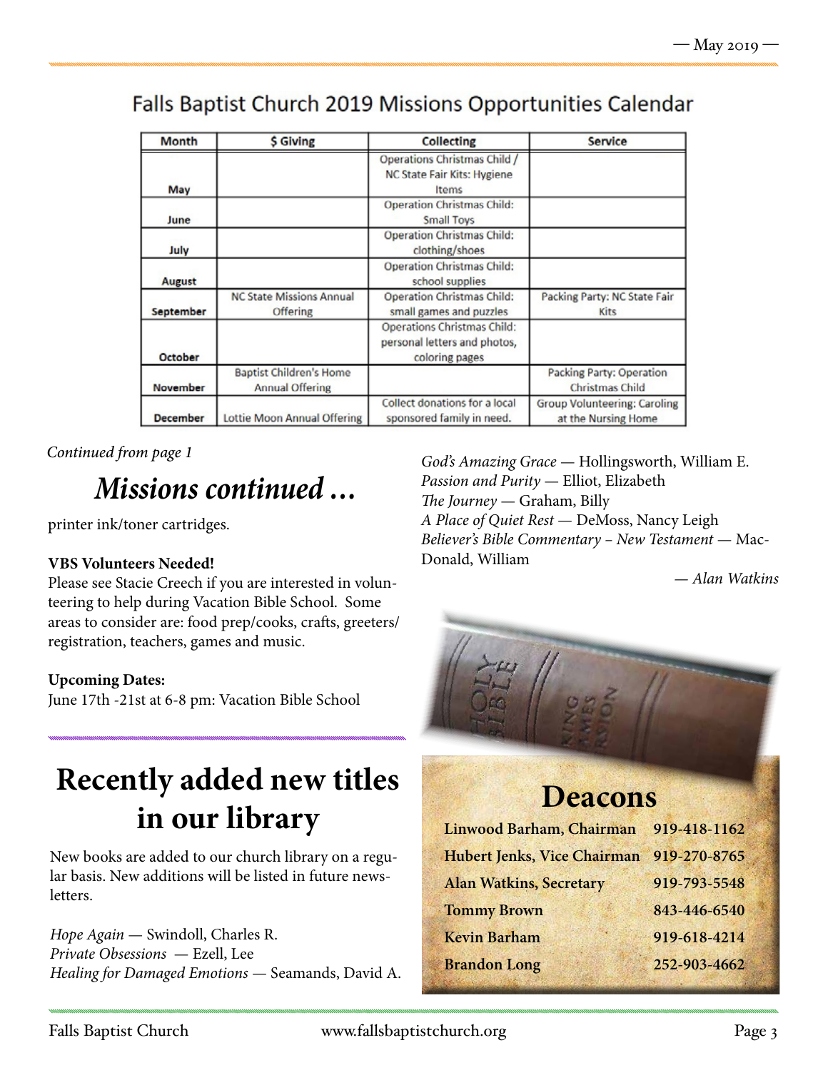## Falls Baptist Church 2019 Missions Opportunities Calendar

| Month | $ Giving | Collecting | Service |
|---|---|---|---|
| May | | Operations Christmas Child / NC State Fair Kits: Hygiene Items | |
| June | | Operation Christmas Child: Small Toys | |
| July | | Operation Christmas Child: clothing/shoes | |
| August | | Operation Christmas Child: school supplies | |
| September | NC State Missions Annual Offering | Operation Christmas Child: small games and puzzles | Packing Party: NC State Fair Kits |
| October | | Operations Christmas Child: personal letters and photos, coloring pages | |
| November | Baptist Children's Home Annual Offering | | Packing Party: Operation Christmas Child |
| December | Lottie Moon Annual Offering | Collect donations for a local sponsored family in need. | Group Volunteering: Caroling at the Nursing Home |

*Continued from page 1*

## *Missions continued …*

printer ink/toner cartridges.

**VBS Volunteers Needed!**
Please see Stacie Creech if you are interested in volunteering to help during Vacation Bible School. Some areas to consider are: food prep/cooks, crafts, greeters/registration, teachers, games and music.

**Upcoming Dates:**
June 17th -21st at 6-8 pm: Vacation Bible School

# Recently added new titles in our library

New books are added to our church library on a regular basis. New additions will be listed in future newsletters.

*Hope Again* — Swindoll, Charles R.
*Private Obsessions* — Ezell, Lee
*Healing for Damaged Emotions* — Seamands, David A.
*God's Amazing Grace* — Hollingsworth, William E.
*Passion and Purity* — Elliot, Elizabeth
*The Journey* — Graham, Billy
*A Place of Quiet Rest* — DeMoss, Nancy Leigh
*Believer's Bible Commentary – New Testament* — MacDonald, William

— *Alan Watkins*

# Deacons

| | |
|---|---|
| **Linwood Barham, Chairman** | **919-418-1162** |
| **Hubert Jenks, Vice Chairman** | **919-270-8765** |
| **Alan Watkins, Secretary** | **919-793-5548** |
| **Tommy Brown** | **843-446-6540** |
| **Kevin Barham** | **919-618-4214** |
| **Brandon Long** | **252-903-4662** |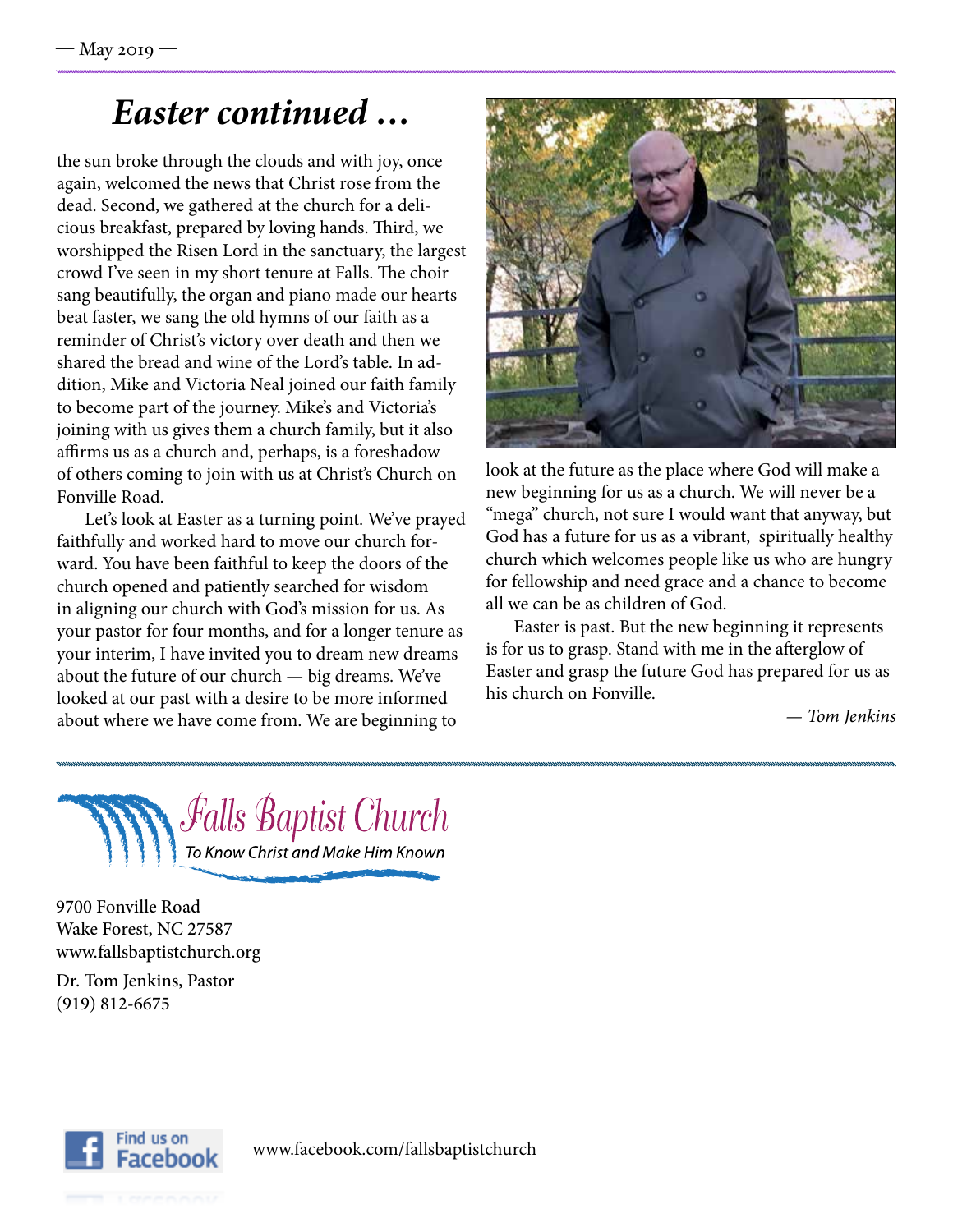# *Easter continued …*

the sun broke through the clouds and with joy, once again, welcomed the news that Christ rose from the dead. Second, we gathered at the church for a delicious breakfast, prepared by loving hands. Third, we worshipped the Risen Lord in the sanctuary, the largest crowd I've seen in my short tenure at Falls. The choir sang beautifully, the organ and piano made our hearts beat faster, we sang the old hymns of our faith as a reminder of Christ's victory over death and then we shared the bread and wine of the Lord's table. In addition, Mike and Victoria Neal joined our faith family to become part of the journey. Mike's and Victoria's joining with us gives them a church family, but it also affirms us as a church and, perhaps, is a foreshadow of others coming to join with us at Christ's Church on Fonville Road.

Let's look at Easter as a turning point. We've prayed faithfully and worked hard to move our church forward. You have been faithful to keep the doors of the church opened and patiently searched for wisdom in aligning our church with God's mission for us. As your pastor for four months, and for a longer tenure as your interim, I have invited you to dream new dreams about the future of our church — big dreams. We've looked at our past with a desire to be more informed about where we have come from. We are beginning to look at the future as the place where God will make a new beginning for us as a church. We will never be a "mega" church, not sure I would want that anyway, but God has a future for us as a vibrant, spiritually healthy church which welcomes people like us who are hungry for fellowship and need grace and a chance to become all we can be as children of God.

Easter is past. But the new beginning it represents is for us to grasp. Stand with me in the afterglow of Easter and grasp the future God has prepared for us as his church on Fonville.

*— Tom Jenkins*

---

Falls Baptist Church
*To Know Christ and Make Him Known*

9700 Fonville Road
Wake Forest, NC 27587
www.fallsbaptistchurch.org

Dr. Tom Jenkins, Pastor
(919) 812-6675

Find us on Facebook
www.facebook.com/fallsbaptistchurch